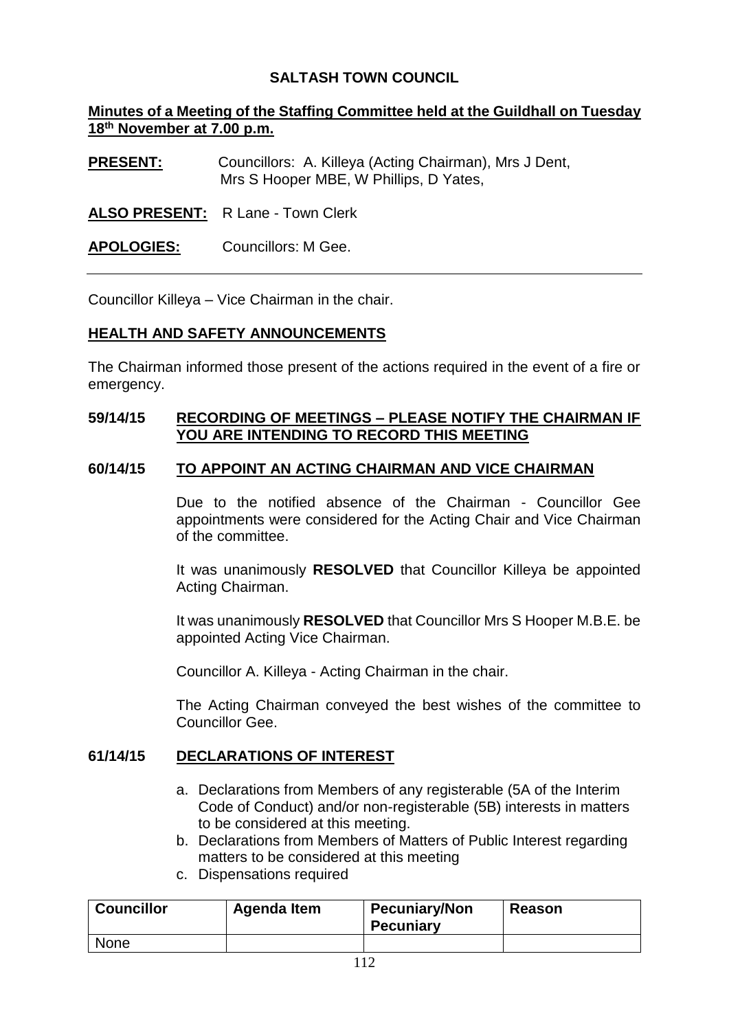# SALTASH TOWN COUNCIL

**Minutes of a Meeting of the Staffing Committee held at the Guildhall on Tuesday 18th November at 7.00 p.m.**

**PRESENT:** Councillors: A. Killeya (Acting Chairman), Mrs J Dent, Mrs S Hooper MBE, W Phillips, D Yates,

**ALSO PRESENT:** R Lane - Town Clerk

**APOLOGIES:** Councillors: M Gee.

---

Councillor Killeya – Vice Chairman in the chair.

## HEALTH AND SAFETY ANNOUNCEMENTS

The Chairman informed those present of the actions required in the event of a fire or emergency.

## 59/14/15 RECORDING OF MEETINGS – PLEASE NOTIFY THE CHAIRMAN IF YOU ARE INTENDING TO RECORD THIS MEETING

## 60/14/15 TO APPOINT AN ACTING CHAIRMAN AND VICE CHAIRMAN

Due to the notified absence of the Chairman - Councillor Gee appointments were considered for the Acting Chair and Vice Chairman of the committee.

It was unanimously **RESOLVED** that Councillor Killeya be appointed Acting Chairman.

It was unanimously **RESOLVED** that Councillor Mrs S Hooper M.B.E. be appointed Acting Vice Chairman.

Councillor A. Killeya - Acting Chairman in the chair.

The Acting Chairman conveyed the best wishes of the committee to Councillor Gee.

## 61/14/15 DECLARATIONS OF INTEREST

a. Declarations from Members of any registerable (5A of the Interim Code of Conduct) and/or non-registerable (5B) interests in matters to be considered at this meeting.
b. Declarations from Members of Matters of Public Interest regarding matters to be considered at this meeting
c. Dispensations required

| Councillor | Agenda Item | Pecuniary/Non Pecuniary | Reason |
|---|---|---|---|
| None | | | |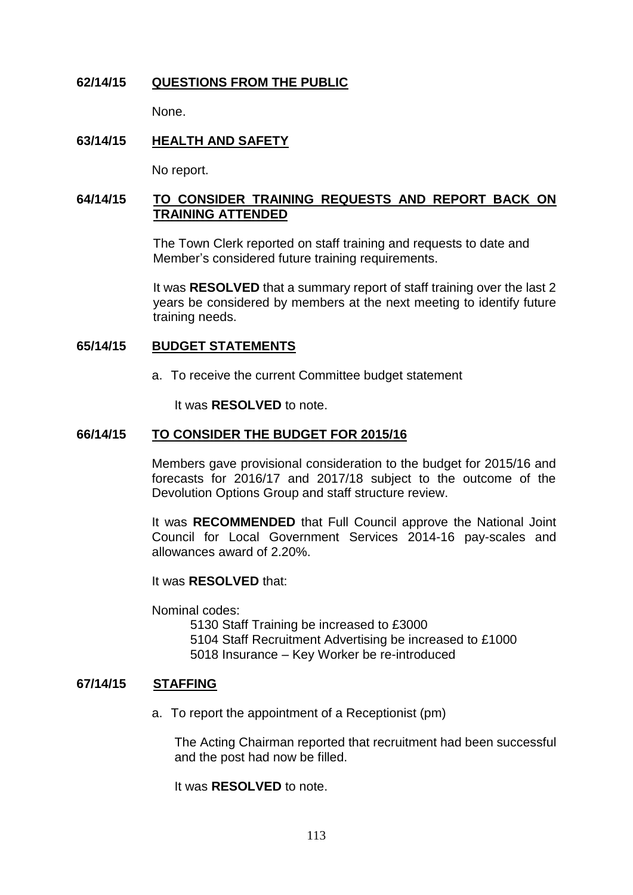**62/14/15 QUESTIONS FROM THE PUBLIC**

None.

**63/14/15 HEALTH AND SAFETY**

No report.

**64/14/15 TO CONSIDER TRAINING REQUESTS AND REPORT BACK ON TRAINING ATTENDED**

The Town Clerk reported on staff training and requests to date and Member's considered future training requirements.

It was **RESOLVED** that a summary report of staff training over the last 2 years be considered by members at the next meeting to identify future training needs.

**65/14/15 BUDGET STATEMENTS**

a. To receive the current Committee budget statement

It was **RESOLVED** to note.

**66/14/15 TO CONSIDER THE BUDGET FOR 2015/16**

Members gave provisional consideration to the budget for 2015/16 and forecasts for 2016/17 and 2017/18 subject to the outcome of the Devolution Options Group and staff structure review.

It was **RECOMMENDED** that Full Council approve the National Joint Council for Local Government Services 2014-16 pay-scales and allowances award of 2.20%.

It was **RESOLVED** that:

Nominal codes:

5130 Staff Training be increased to £3000
5104 Staff Recruitment Advertising be increased to £1000
5018 Insurance – Key Worker be re-introduced

**67/14/15 STAFFING**

a. To report the appointment of a Receptionist (pm)

The Acting Chairman reported that recruitment had been successful and the post had now be filled.

It was **RESOLVED** to note.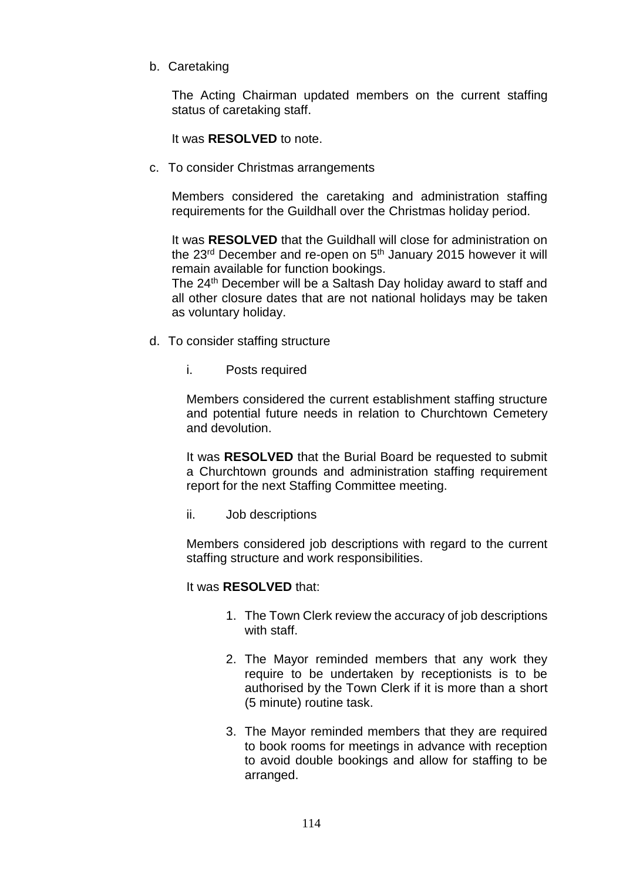b. Caretaking

The Acting Chairman updated members on the current staffing status of caretaking staff.

It was **RESOLVED** to note.

c. To consider Christmas arrangements

Members considered the caretaking and administration staffing requirements for the Guildhall over the Christmas holiday period.

It was **RESOLVED** that the Guildhall will close for administration on the 23rd December and re-open on 5th January 2015 however it will remain available for function bookings.
The 24th December will be a Saltash Day holiday award to staff and all other closure dates that are not national holidays may be taken as voluntary holiday.

d. To consider staffing structure

i. Posts required

Members considered the current establishment staffing structure and potential future needs in relation to Churchtown Cemetery and devolution.

It was **RESOLVED** that the Burial Board be requested to submit a Churchtown grounds and administration staffing requirement report for the next Staffing Committee meeting.

ii. Job descriptions

Members considered job descriptions with regard to the current staffing structure and work responsibilities.

It was **RESOLVED** that:

1. The Town Clerk review the accuracy of job descriptions with staff.

2. The Mayor reminded members that any work they require to be undertaken by receptionists is to be authorised by the Town Clerk if it is more than a short (5 minute) routine task.

3. The Mayor reminded members that they are required to book rooms for meetings in advance with reception to avoid double bookings and allow for staffing to be arranged.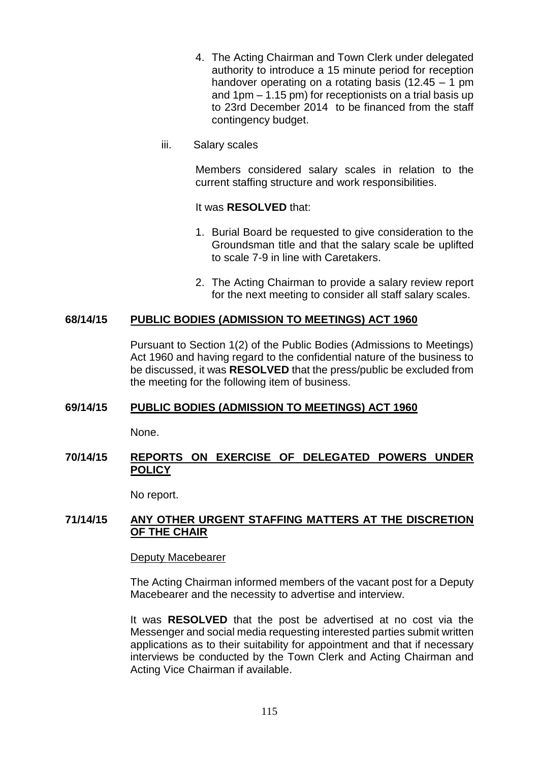4. The Acting Chairman and Town Clerk under delegated authority to introduce a 15 minute period for reception handover operating on a rotating basis (12.45 – 1 pm and 1pm – 1.15 pm) for receptionists on a trial basis up to 23rd December 2014 to be financed from the staff contingency budget.

iii. Salary scales

Members considered salary scales in relation to the current staffing structure and work responsibilities.

It was **RESOLVED** that:

1. Burial Board be requested to give consideration to the Groundsman title and that the salary scale be uplifted to scale 7-9 in line with Caretakers.
2. The Acting Chairman to provide a salary review report for the next meeting to consider all staff salary scales.

## 68/14/15 PUBLIC BODIES (ADMISSION TO MEETINGS) ACT 1960

Pursuant to Section 1(2) of the Public Bodies (Admissions to Meetings) Act 1960 and having regard to the confidential nature of the business to be discussed, it was **RESOLVED** that the press/public be excluded from the meeting for the following item of business.

## 69/14/15 PUBLIC BODIES (ADMISSION TO MEETINGS) ACT 1960

None.

## 70/14/15 REPORTS ON EXERCISE OF DELEGATED POWERS UNDER POLICY

No report.

## 71/14/15 ANY OTHER URGENT STAFFING MATTERS AT THE DISCRETION OF THE CHAIR

Deputy Macebearer

The Acting Chairman informed members of the vacant post for a Deputy Macebearer and the necessity to advertise and interview.

It was **RESOLVED** that the post be advertised at no cost via the Messenger and social media requesting interested parties submit written applications as to their suitability for appointment and that if necessary interviews be conducted by the Town Clerk and Acting Chairman and Acting Vice Chairman if available.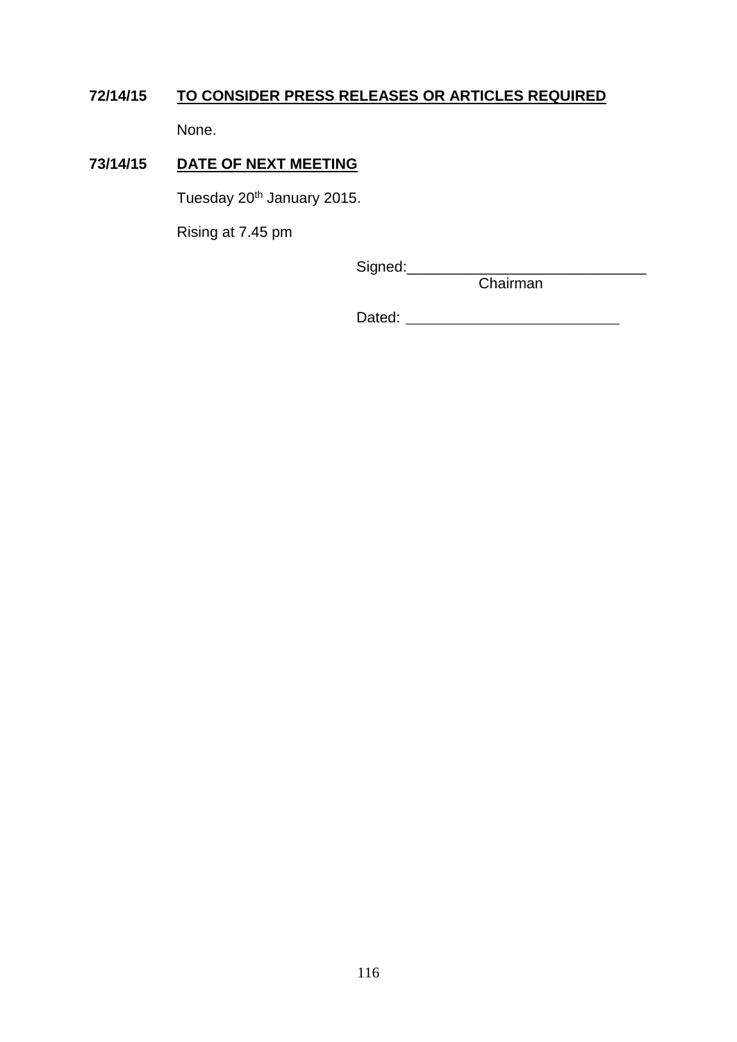**72/14/15 TO CONSIDER PRESS RELEASES OR ARTICLES REQUIRED**

None.

**73/14/15 DATE OF NEXT MEETING**

Tuesday 20th January 2015.

Rising at 7.45 pm

Signed:_____________________________
Chairman

Dated: ___________________________